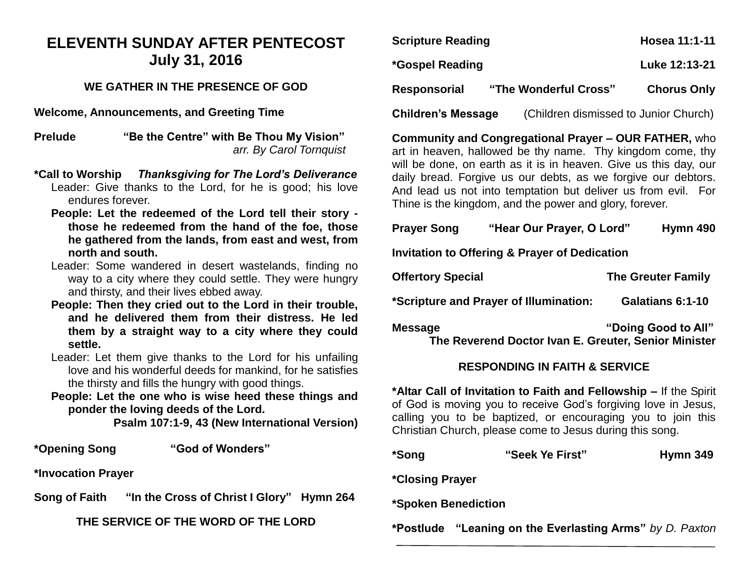# ELEVENTH SUNDAY AFTER PENTECOST
# July 31, 2016

### WE GATHER IN THE PRESENCE OF GOD

**Welcome, Announcements, and Greeting Time**

**Prelude** **"Be the Centre" with Be Thou My Vision"**
*arr. By Carol Tornquist*

***Call to Worship** ***Thanksgiving for The Lord's Deliverance***

Leader: Give thanks to the Lord, for he is good; his love endures forever.

**People: Let the redeemed of the Lord tell their story - those he redeemed from the hand of the foe, those he gathered from the lands, from east and west, from north and south.**

Leader: Some wandered in desert wastelands, finding no way to a city where they could settle. They were hungry and thirsty, and their lives ebbed away.

**People: Then they cried out to the Lord in their trouble, and he delivered them from their distress. He led them by a straight way to a city where they could settle.**

Leader: Let them give thanks to the Lord for his unfailing love and his wonderful deeds for mankind, for he satisfies the thirsty and fills the hungry with good things.

**People: Let the one who is wise heed these things and ponder the loving deeds of the Lord.**

**Psalm 107:1-9, 43 (New International Version)**

***Opening Song** **"God of Wonders"**

***Invocation Prayer**

**Song of Faith** **"In the Cross of Christ I Glory"** **Hymn 264**

### THE SERVICE OF THE WORD OF THE LORD

**Scripture Reading** **Hosea 11:1-11**

***Gospel Reading** **Luke 12:13-21**

**Responsorial** **"The Wonderful Cross"** **Chorus Only**

**Children's Message** (Children dismissed to Junior Church)

**Community and Congregational Prayer – OUR FATHER,** who art in heaven, hallowed be thy name. Thy kingdom come, thy will be done, on earth as it is in heaven. Give us this day, our daily bread. Forgive us our debts, as we forgive our debtors. And lead us not into temptation but deliver us from evil. For Thine is the kingdom, and the power and glory, forever.

**Prayer Song** **"Hear Our Prayer, O Lord"** **Hymn 490**

**Invitation to Offering & Prayer of Dedication**

**Offertory Special** **The Greuter Family**

***Scripture and Prayer of Illumination:** **Galatians 6:1-10**

**Message** **"Doing Good to All"**
**The Reverend Doctor Ivan E. Greuter, Senior Minister**

### RESPONDING IN FAITH & SERVICE

***Altar Call of Invitation to Faith and Fellowship –** If the Spirit of God is moving you to receive God's forgiving love in Jesus, calling you to be baptized, or encouraging you to join this Christian Church, please come to Jesus during this song.

***Song** **"Seek Ye First"** **Hymn 349**

***Closing Prayer**

***Spoken Benediction**

***Postlude** **"Leaning on the Everlasting Arms"** *by D. Paxton*

---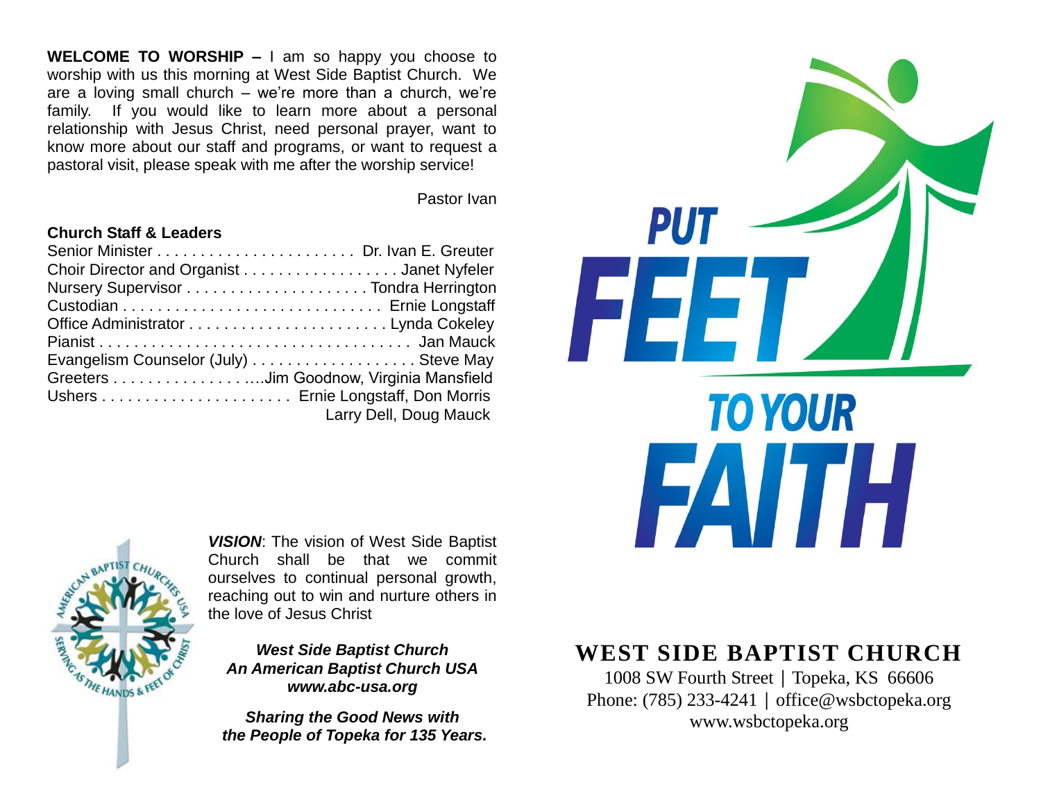**WELCOME TO WORSHIP –** I am so happy you choose to worship with us this morning at West Side Baptist Church. We are a loving small church – we're more than a church, we're family. If you would like to learn more about a personal relationship with Jesus Christ, need personal prayer, want to know more about our staff and programs, or want to request a pastoral visit, please speak with me after the worship service!

Pastor Ivan

**Church Staff & Leaders**

Senior Minister . . . . . . . . . . . . . . . . . . . . . . . Dr. Ivan E. Greuter
Choir Director and Organist . . . . . . . . . . . . . . . . . . Janet Nyfeler
Nursery Supervisor . . . . . . . . . . . . . . . . . . . . . Tondra Herrington
Custodian . . . . . . . . . . . . . . . . . . . . . . . . . . . . . . Ernie Longstaff
Office Administrator . . . . . . . . . . . . . . . . . . . . . . . Lynda Cokeley
Pianist . . . . . . . . . . . . . . . . . . . . . . . . . . . . . . . . . . . Jan Mauck
Evangelism Counselor (July) . . . . . . . . . . . . . . . . . . . Steve May
Greeters . . . . . . . . . . . . . . . . ....Jim Goodnow, Virginia Mansfield
Ushers . . . . . . . . . . . . . . . . . . . . . . Ernie Longstaff, Don Morris
Larry Dell, Doug Mauck

***VISION***: The vision of West Side Baptist Church shall be that we commit ourselves to continual personal growth, reaching out to win and nurture others in the love of Jesus Christ

***West Side Baptist Church***
***An American Baptist Church USA***
***www.abc-usa.org***

***Sharing the Good News with the People of Topeka for 135 Years.***

PUT FEET TO YOUR FAITH

# WEST SIDE BAPTIST CHURCH

1008 SW Fourth Street | Topeka, KS 66606
Phone: (785) 233-4241 | office@wsbctopeka.org
www.wsbctopeka.org